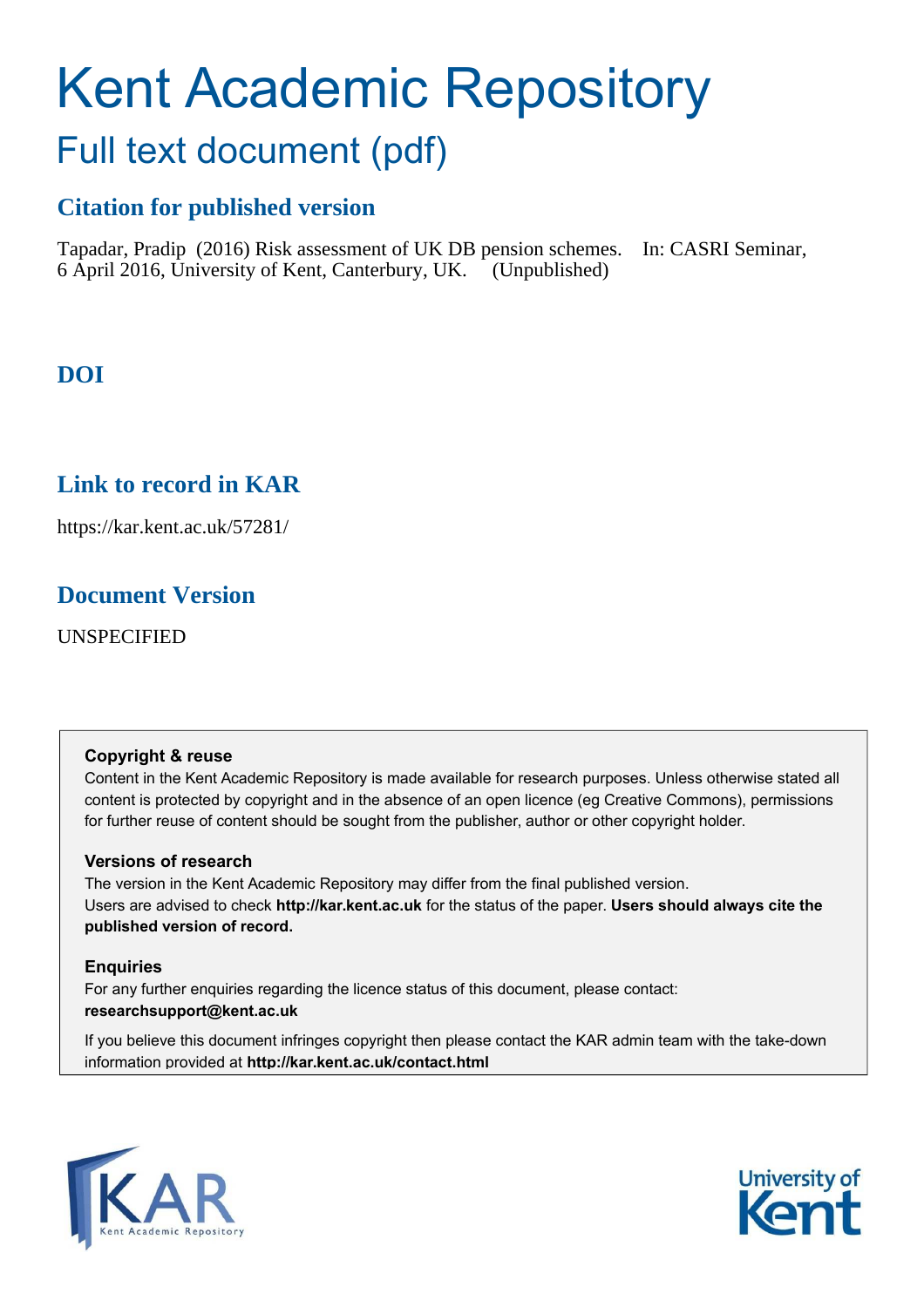# Kent Academic Repository

## Full text document (pdf)

### Citation for published version

Tapadar, Pradip (2016) Risk assessment of UK DB pension schemes. In: CASRI Seminar, 6 April 2016, University of Kent, Canterbury, UK. (Unpublished)

### DOI

### Link to record in KAR

https://kar.kent.ac.uk/57281/

### Document Version

UNSPECIFIED

**Copyright & reuse**

Content in the Kent Academic Repository is made available for research purposes. Unless otherwise stated all content is protected by copyright and in the absence of an open licence (eg Creative Commons), permissions for further reuse of content should be sought from the publisher, author or other copyright holder.

**Versions of research**

The version in the Kent Academic Repository may differ from the final published version. Users are advised to check **http://kar.kent.ac.uk** for the status of the paper. **Users should always cite the published version of record.**

**Enquiries**

For any further enquiries regarding the licence status of this document, please contact: **researchsupport@kent.ac.uk**

If you believe this document infringes copyright then please contact the KAR admin team with the take-down information provided at **http://kar.kent.ac.uk/contact.html**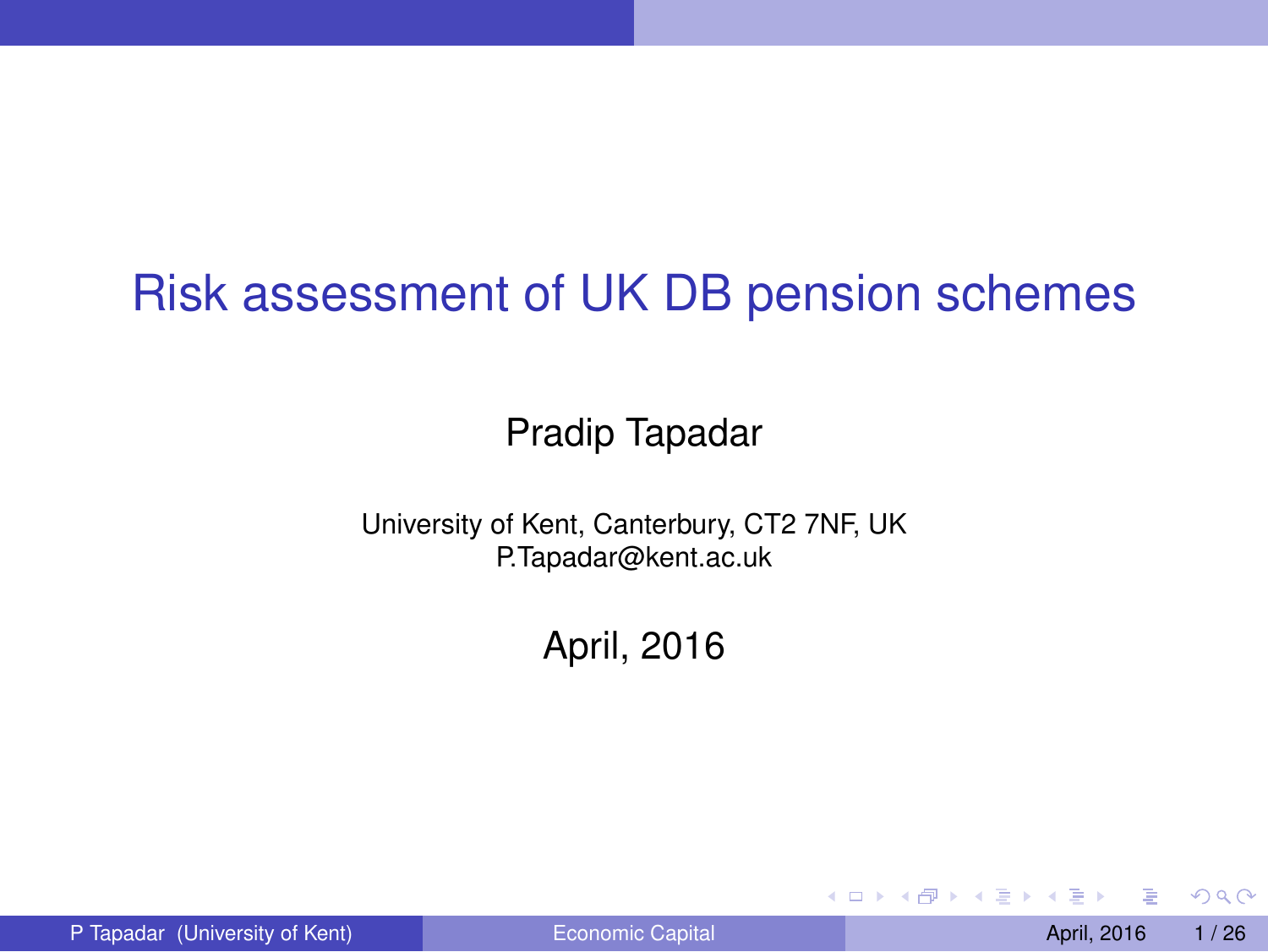# Risk assessment of UK DB pension schemes

Pradip Tapadar

University of Kent, Canterbury, CT2 7NF, UK
P.Tapadar@kent.ac.uk

April, 2016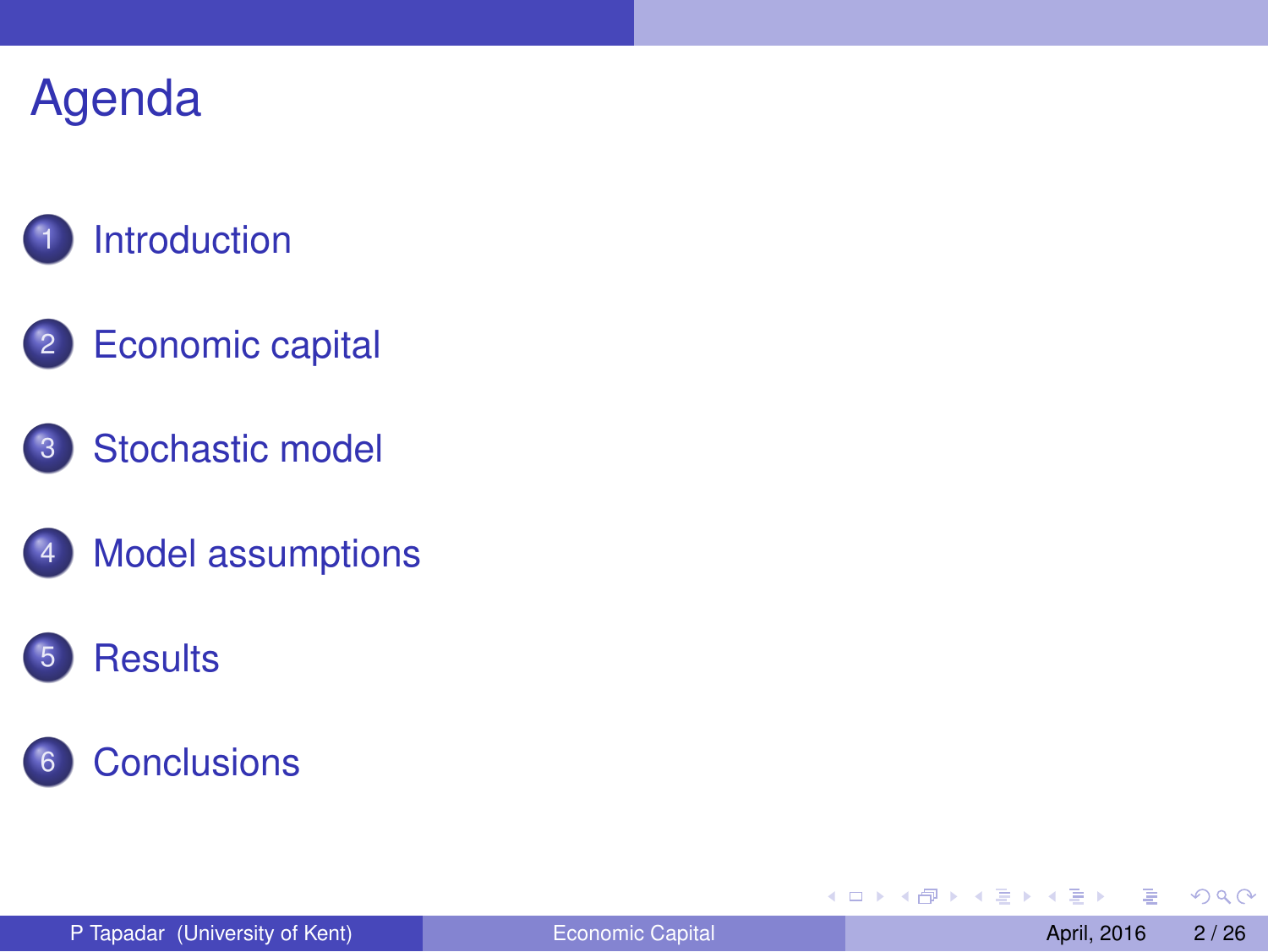# Agenda

1. Introduction
2. Economic capital
3. Stochastic model
4. Model assumptions
5. Results
6. Conclusions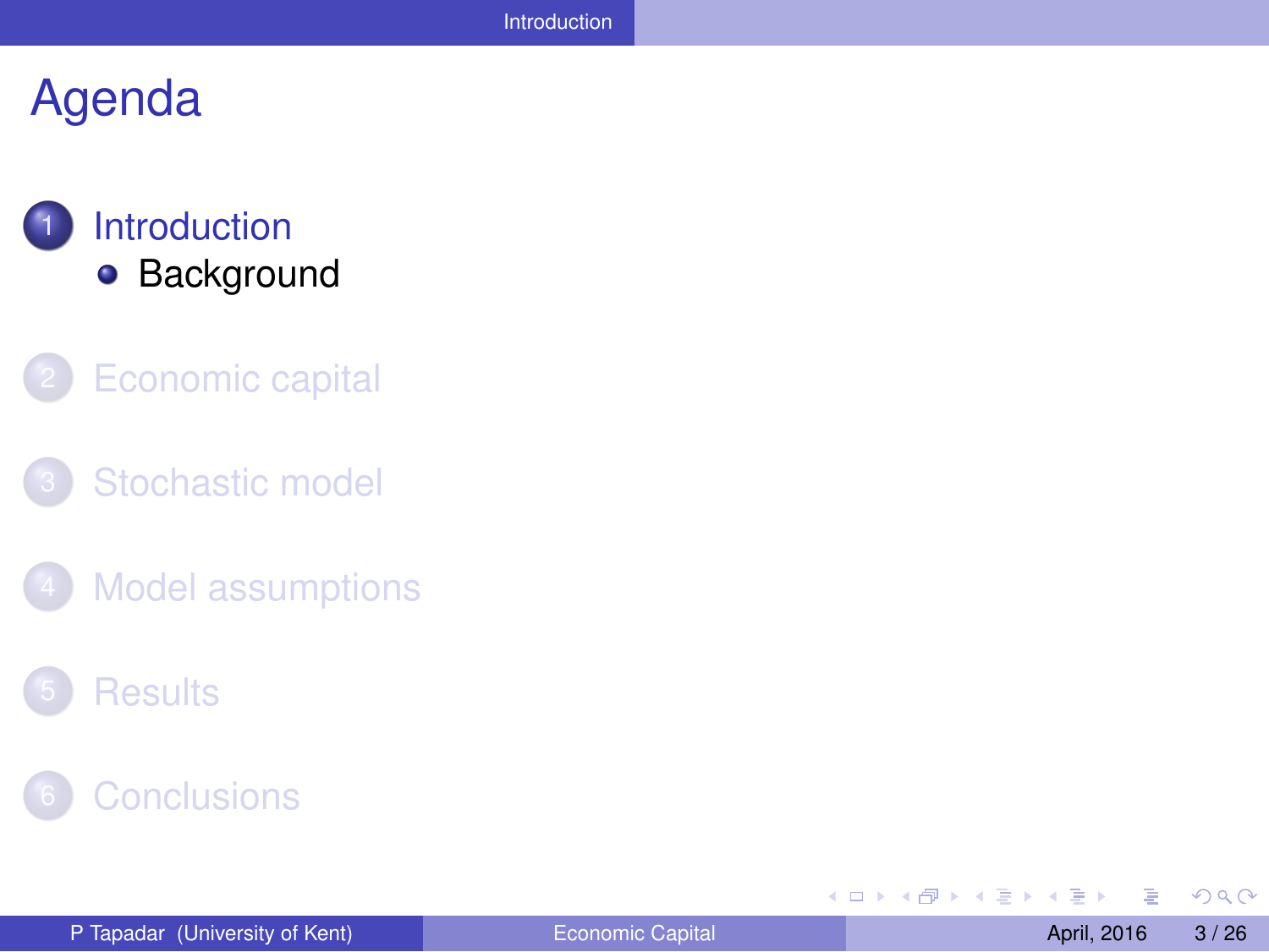# Agenda

1. Introduction
   - Background
2. Economic capital
3. Stochastic model
4. Model assumptions
5. Results
6. Conclusions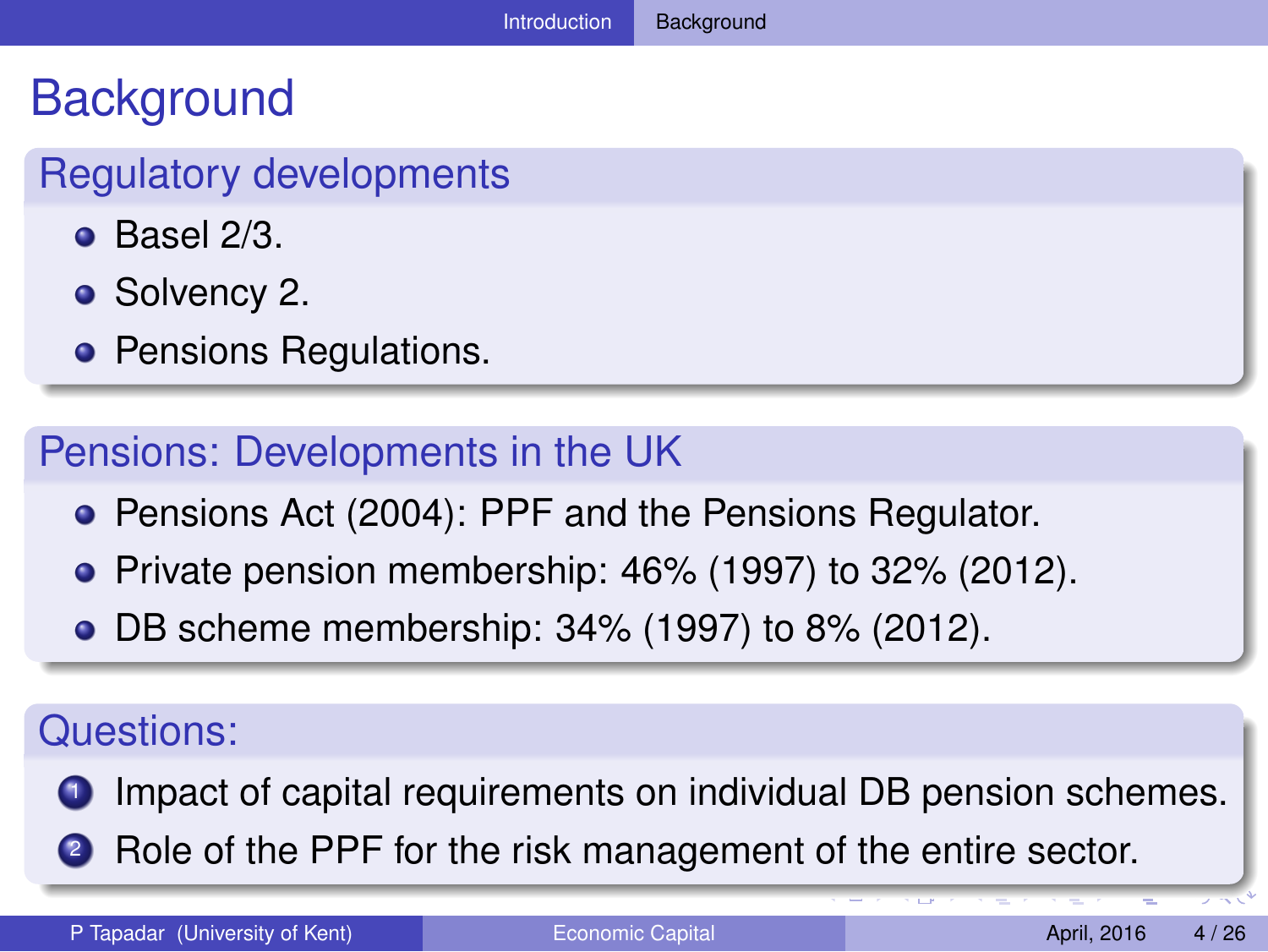# Background

## Regulatory developments

- Basel 2/3.
- Solvency 2.
- Pensions Regulations.

## Pensions: Developments in the UK

- Pensions Act (2004): PPF and the Pensions Regulator.
- Private pension membership: 46% (1997) to 32% (2012).
- DB scheme membership: 34% (1997) to 8% (2012).

## Questions:

1. Impact of capital requirements on individual DB pension schemes.
2. Role of the PPF for the risk management of the entire sector.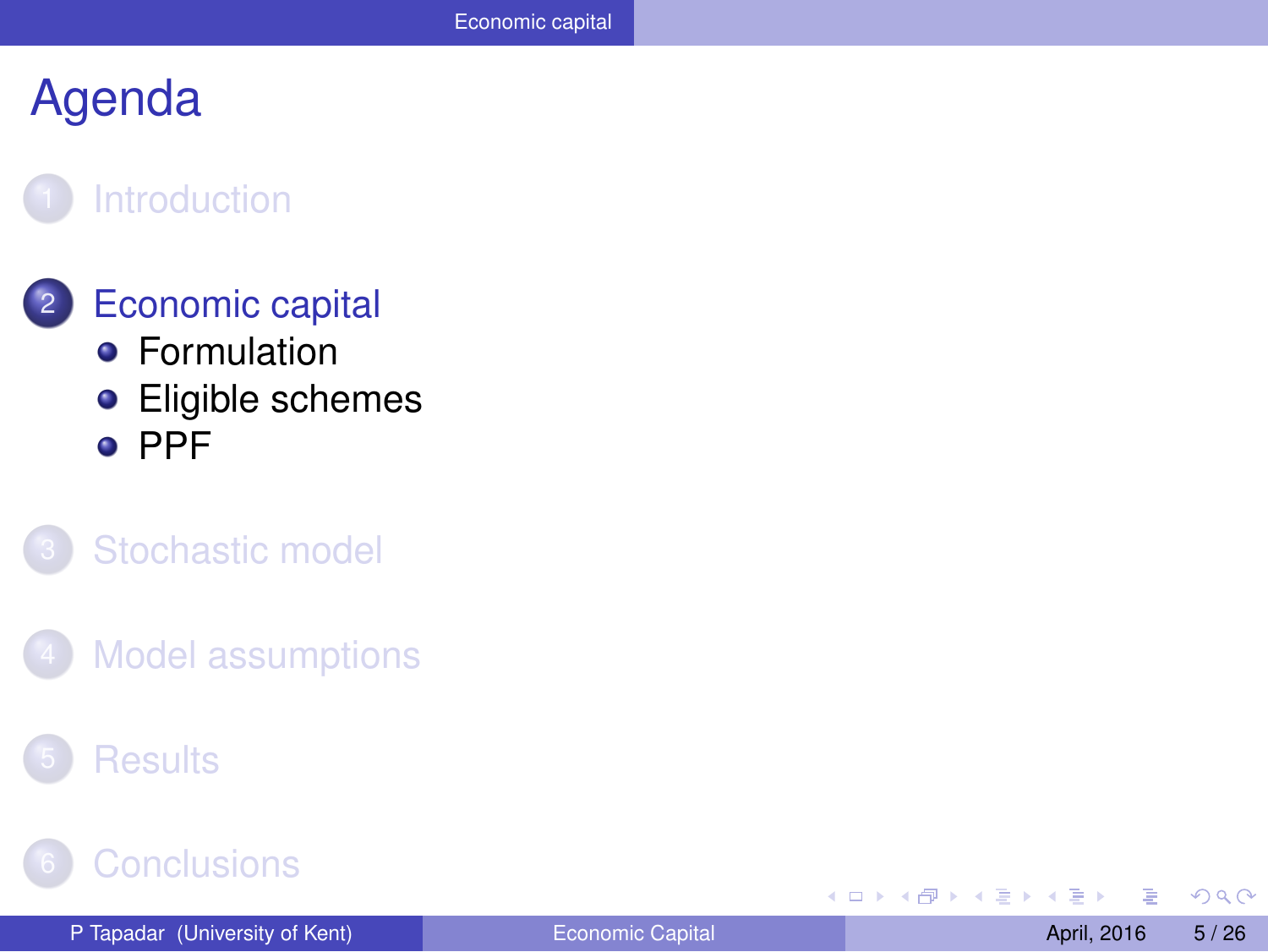# Agenda

1. Introduction
2. Economic capital
   - Formulation
   - Eligible schemes
   - PPF
3. Stochastic model
4. Model assumptions
5. Results
6. Conclusions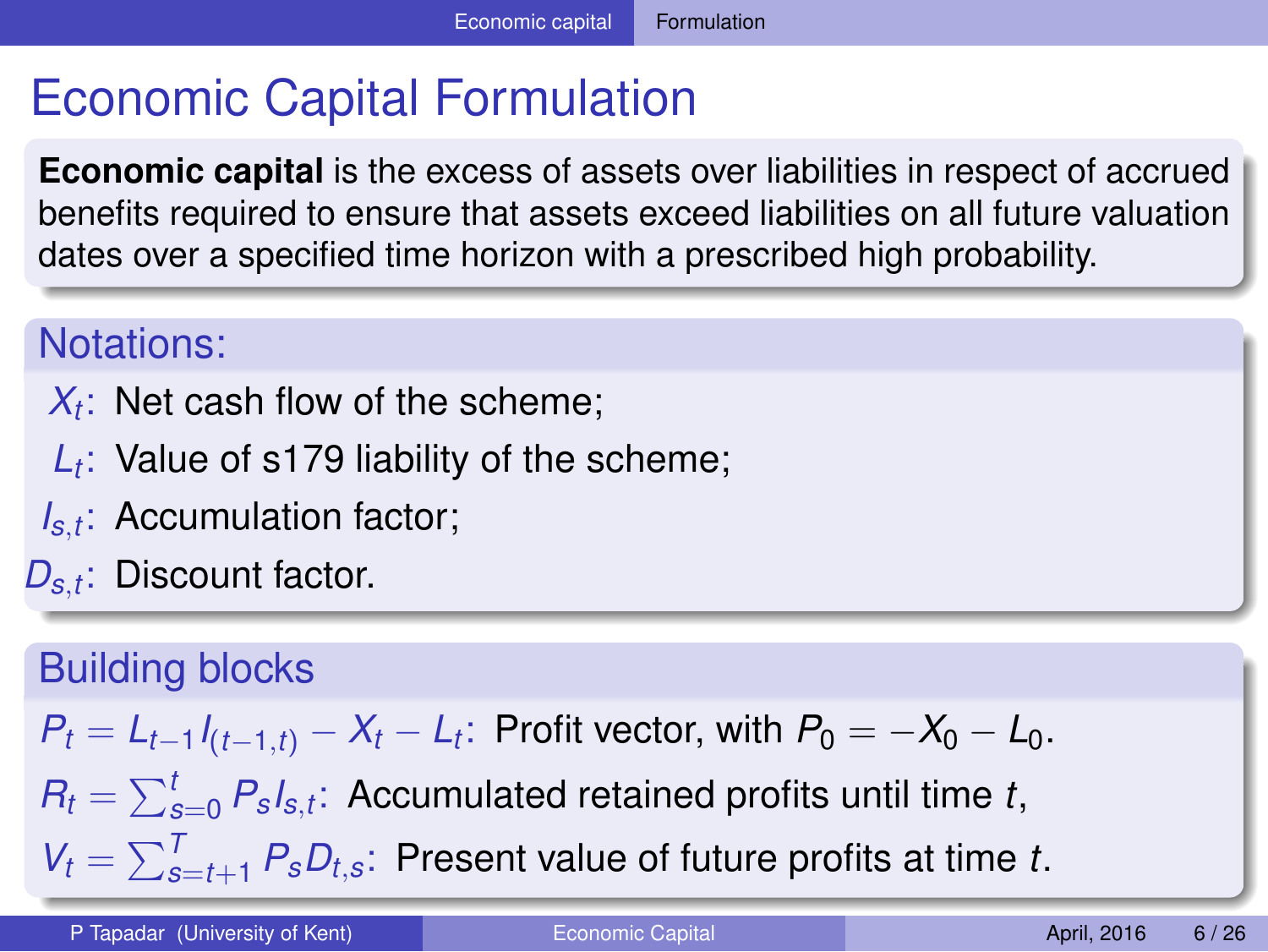# Economic Capital Formulation

**Economic capital** is the excess of assets over liabilities in respect of accrued benefits required to ensure that assets exceed liabilities on all future valuation dates over a specified time horizon with a prescribed high probability.

## Notations:

- $X_t$: Net cash flow of the scheme;
- $L_t$: Value of s179 liability of the scheme;
- $I_{s,t}$: Accumulation factor;
- $D_{s,t}$: Discount factor.

## Building blocks

$P_t = L_{t-1} I_{(t-1,t)} - X_t - L_t$: Profit vector, with $P_0 = -X_0 - L_0$.

$R_t = \sum_{s=0}^{t} P_s I_{s,t}$: Accumulated retained profits until time $t$,

$V_t = \sum_{s=t+1}^{T} P_s D_{t,s}$: Present value of future profits at time $t$.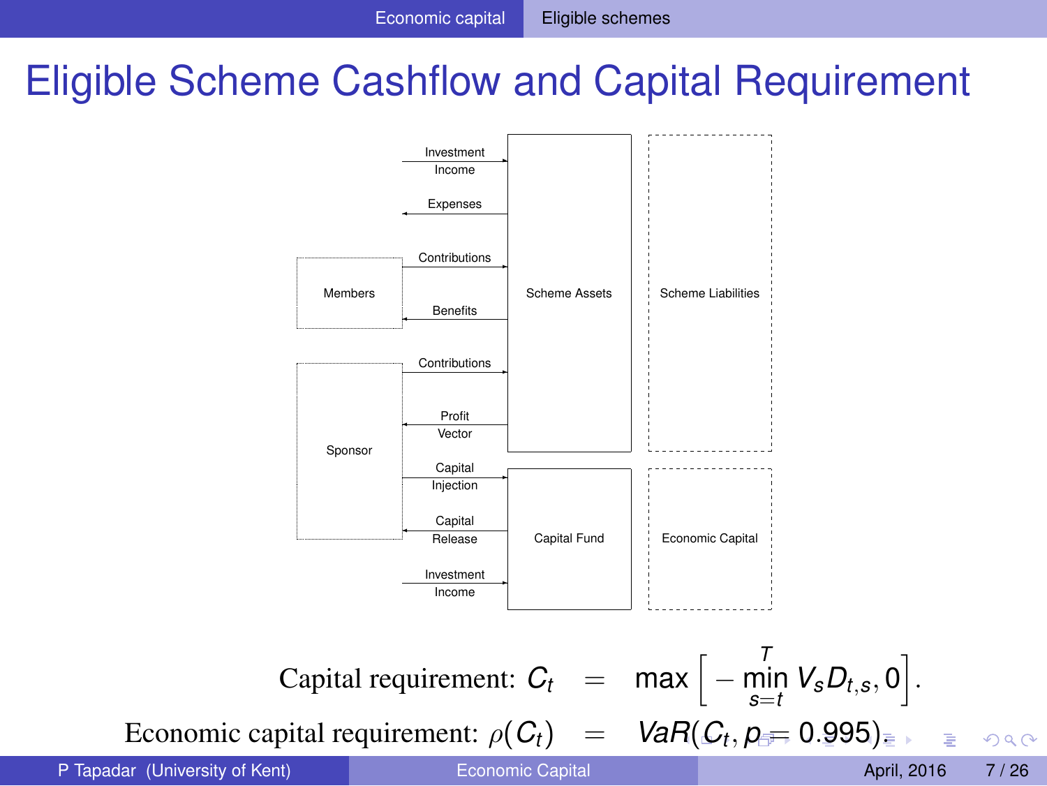# Eligible Scheme Cashflow and Capital Requirement

Members — Contributions → Scheme Assets
Scheme Assets — Benefits → Members
Investment Income → Scheme Assets
Scheme Assets → Expenses
Sponsor — Contributions → Scheme Assets
Scheme Assets — Profit Vector → Sponsor
Sponsor — Capital Injection → Capital Fund
Capital Fund — Capital Release → Sponsor
Investment Income → Capital Fund

Scheme Assets | Scheme Liabilities

Capital Fund | Economic Capital

$$\text{Capital requirement: } C_t = \max\left[-\min_{s=t}^{T} V_s D_{t,s}, 0\right].$$

$$\text{Economic capital requirement: } \rho(C_t) = VaR(C_t, p = 0.995).$$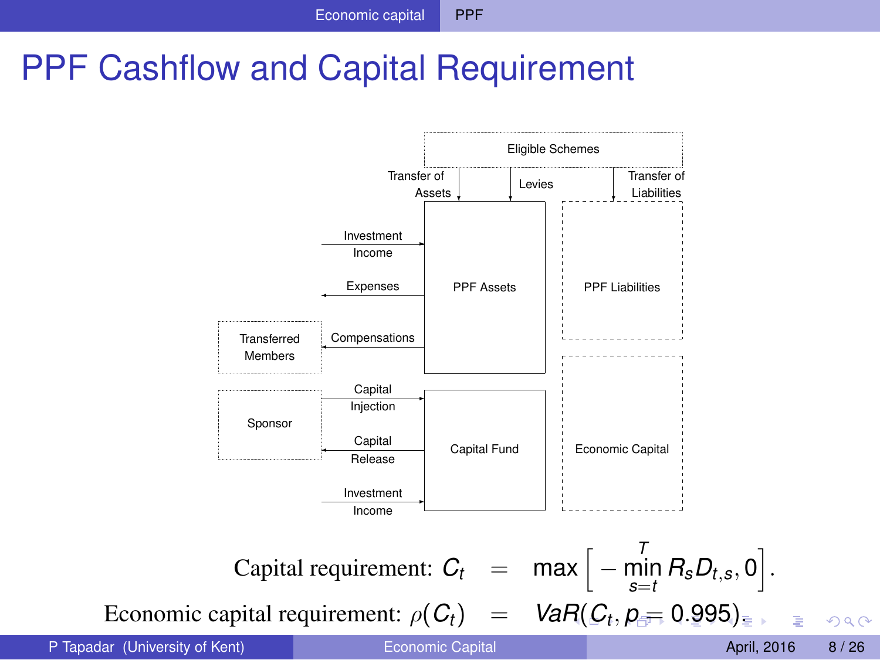# PPF Cashflow and Capital Requirement

Eligible Schemes

Transfer of Assets

Levies

Transfer of Liabilities

Investment Income

Expenses

PPF Assets

PPF Liabilities

Transferred Members

Compensations

Sponsor

Capital Injection

Capital Release

Capital Fund

Economic Capital

Investment Income

$$\text{Capital requirement: } C_t = \max\left[-\min_{s=t}^{T} R_s D_{t,s}, 0\right].$$

$$\text{Economic capital requirement: } \rho(C_t) = VaR(C_t, p = 0.995).$$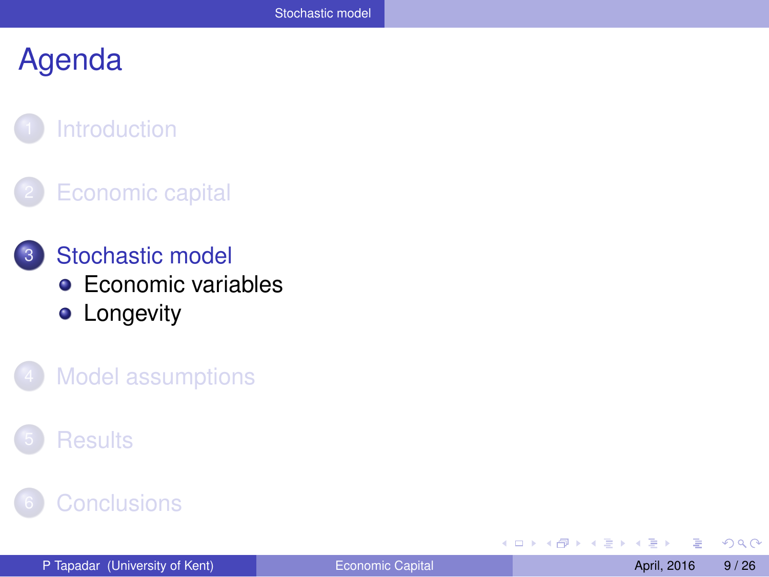# Agenda

1. Introduction
2. Economic capital
3. Stochastic model
   - Economic variables
   - Longevity
4. Model assumptions
5. Results
6. Conclusions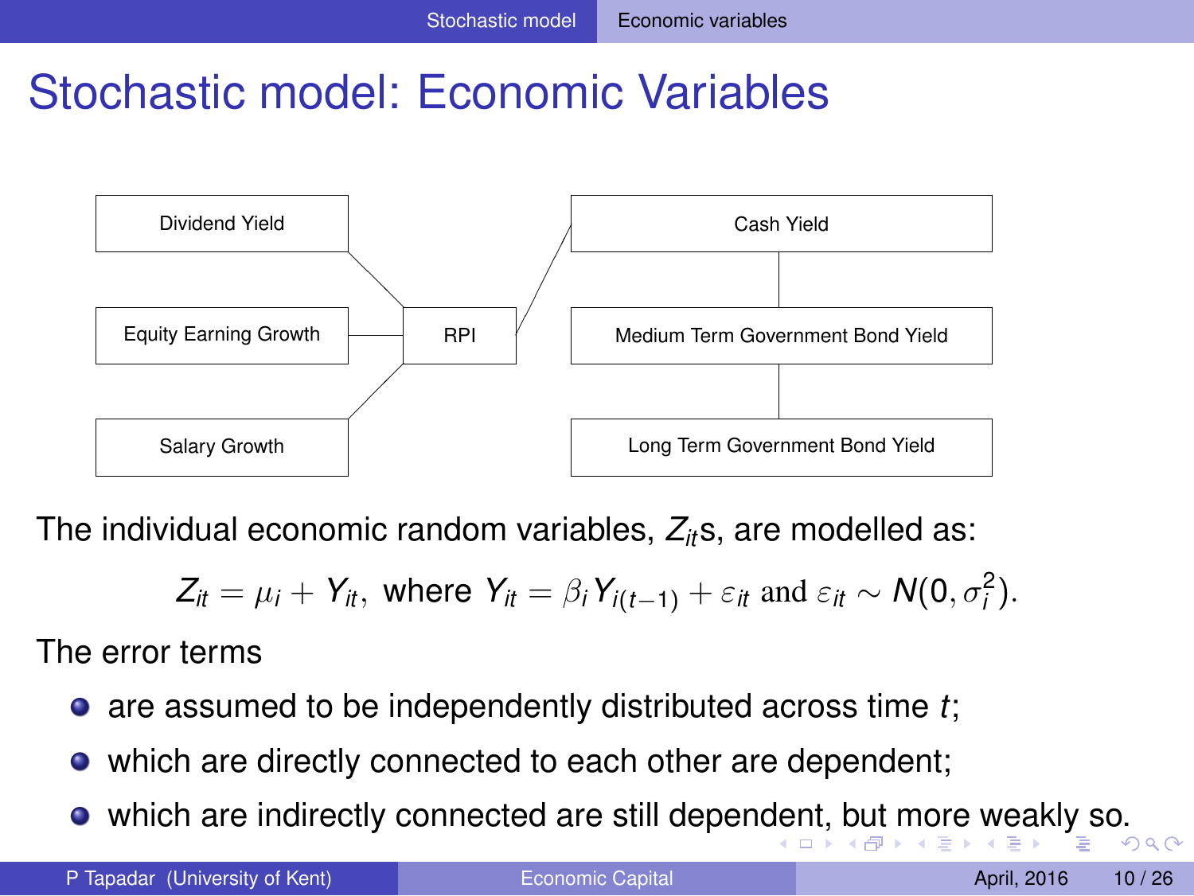# Stochastic model: Economic Variables

Dividend Yield

Equity Earning Growth

Salary Growth

RPI

Cash Yield

Medium Term Government Bond Yield

Long Term Government Bond Yield

The individual economic random variables, $Z_{it}$s, are modelled as:

$$Z_{it} = \mu_i + Y_{it}, \text{ where } Y_{it} = \beta_i Y_{i(t-1)} + \varepsilon_{it} \text{ and } \varepsilon_{it} \sim N(0, \sigma_i^2).$$

The error terms

- are assumed to be independently distributed across time $t$;
- which are directly connected to each other are dependent;
- which are indirectly connected are still dependent, but more weakly so.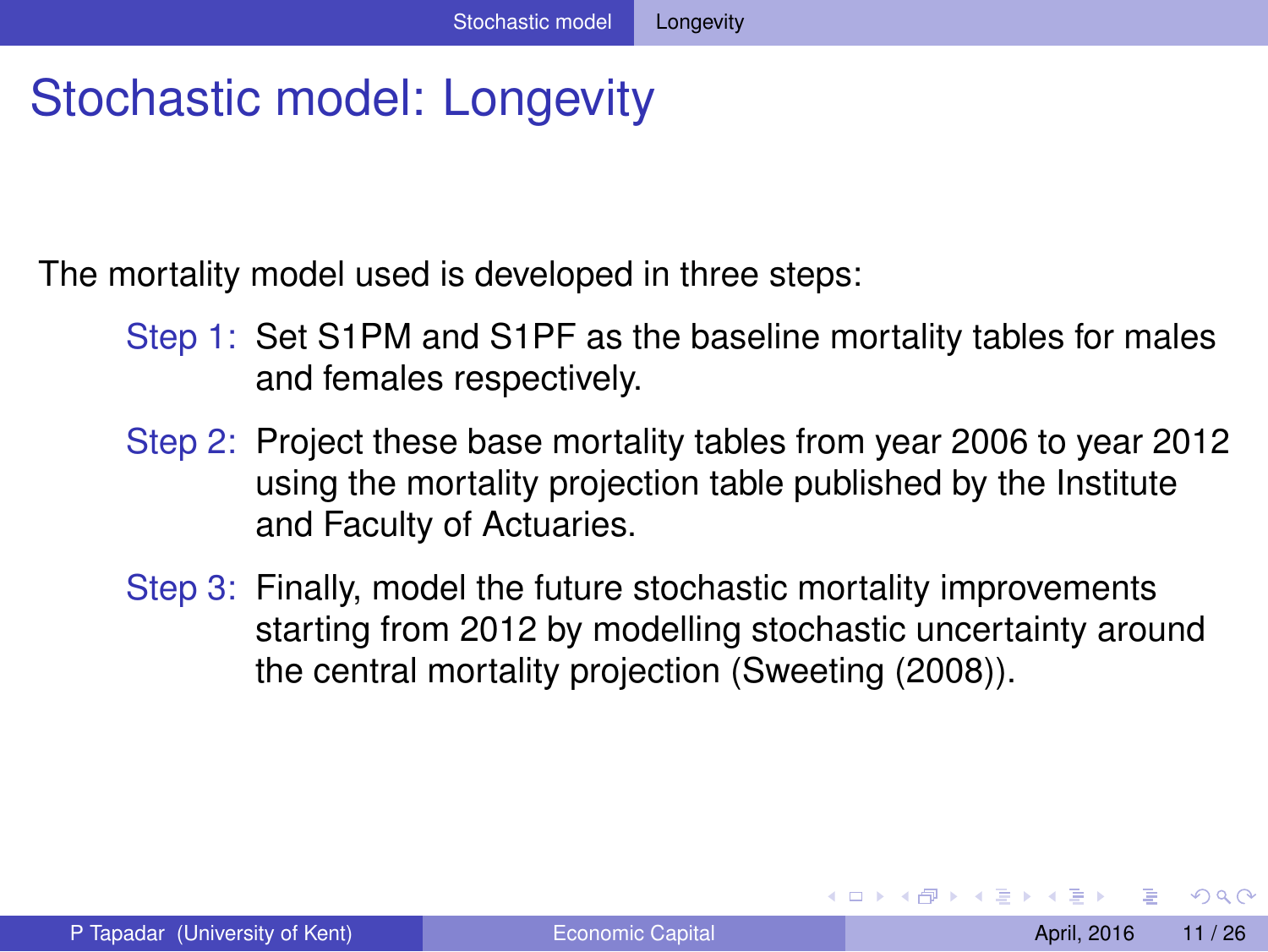# Stochastic model: Longevity

The mortality model used is developed in three steps:

- **Step 1:** Set S1PM and S1PF as the baseline mortality tables for males and females respectively.
- **Step 2:** Project these base mortality tables from year 2006 to year 2012 using the mortality projection table published by the Institute and Faculty of Actuaries.
- **Step 3:** Finally, model the future stochastic mortality improvements starting from 2012 by modelling stochastic uncertainty around the central mortality projection (Sweeting (2008)).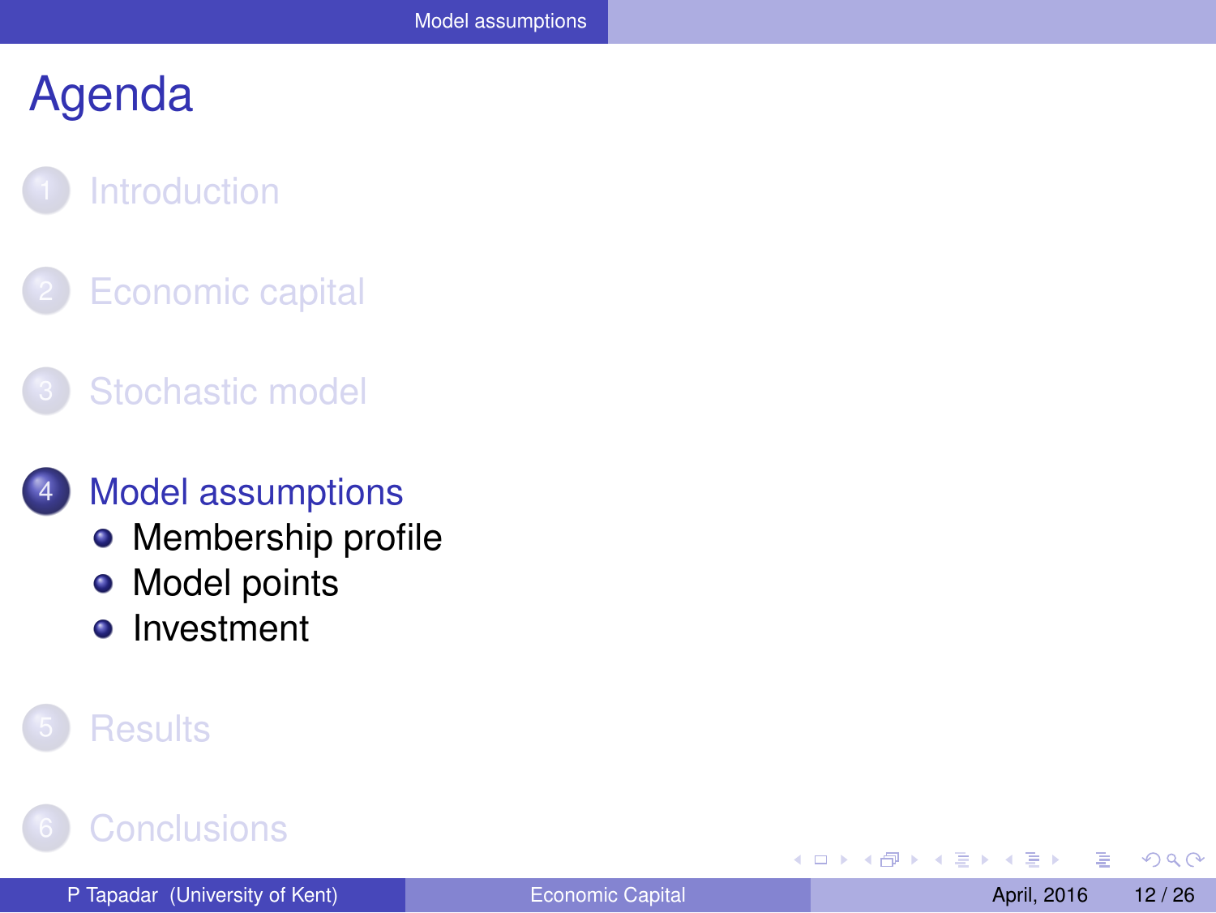# Agenda

1. Introduction
2. Economic capital
3. Stochastic model
4. Model assumptions
   - Membership profile
   - Model points
   - Investment
5. Results
6. Conclusions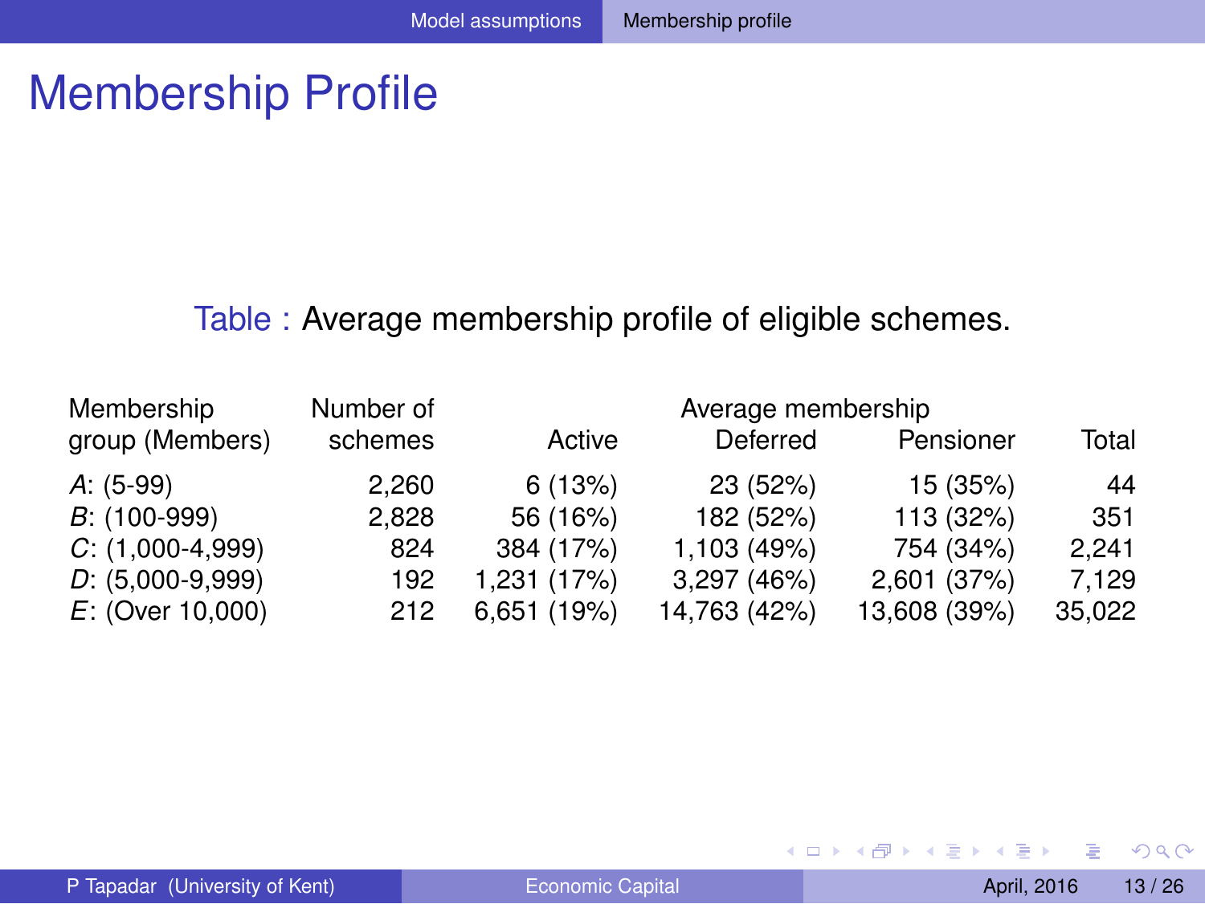# Membership Profile

Table : Average membership profile of eligible schemes.

| Membership group (Members) | Number of schemes | Average membership | | | |
|---|---|---|---|---|---|
| | | Active | Deferred | Pensioner | Total |
| *A*: (5-99) | 2,260 | 6 (13%) | 23 (52%) | 15 (35%) | 44 |
| *B*: (100-999) | 2,828 | 56 (16%) | 182 (52%) | 113 (32%) | 351 |
| *C*: (1,000-4,999) | 824 | 384 (17%) | 1,103 (49%) | 754 (34%) | 2,241 |
| *D*: (5,000-9,999) | 192 | 1,231 (17%) | 3,297 (46%) | 2,601 (37%) | 7,129 |
| *E*: (Over 10,000) | 212 | 6,651 (19%) | 14,763 (42%) | 13,608 (39%) | 35,022 |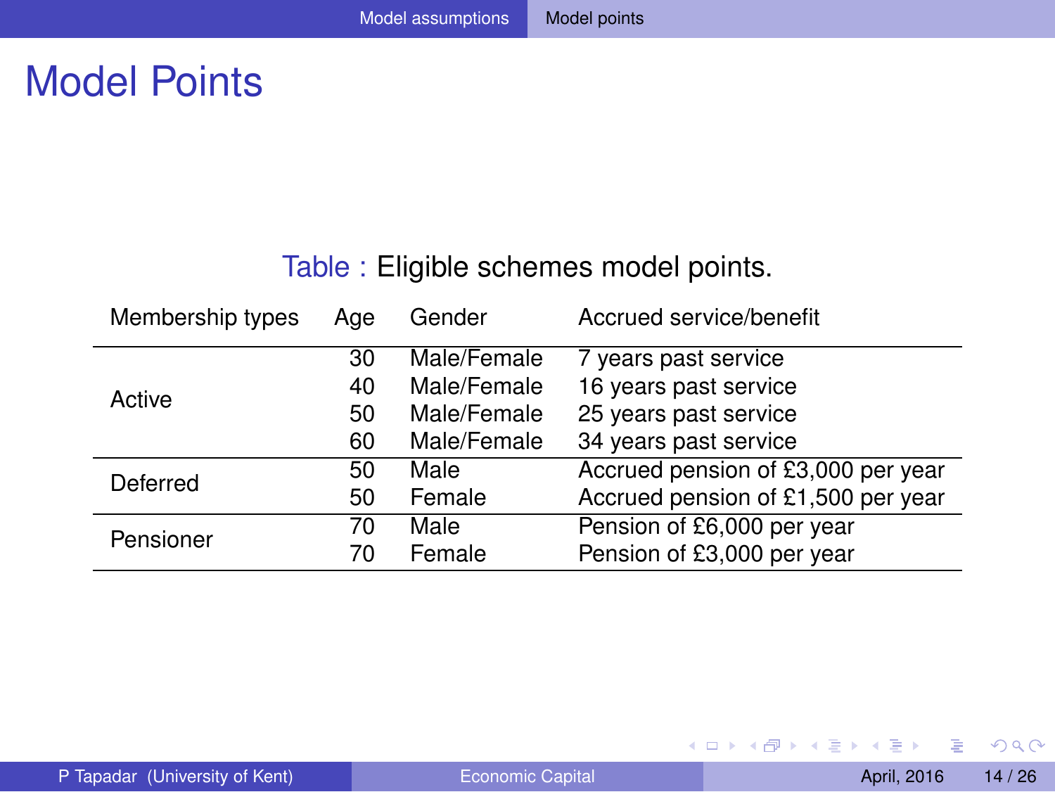# Model Points

Table : Eligible schemes model points.

| Membership types | Age | Gender | Accrued service/benefit |
|---|---|---|---|
| Active | 30 | Male/Female | 7 years past service |
| | 40 | Male/Female | 16 years past service |
| | 50 | Male/Female | 25 years past service |
| | 60 | Male/Female | 34 years past service |
| Deferred | 50 | Male | Accrued pension of £3,000 per year |
| | 50 | Female | Accrued pension of £1,500 per year |
| Pensioner | 70 | Male | Pension of £6,000 per year |
| | 70 | Female | Pension of £3,000 per year |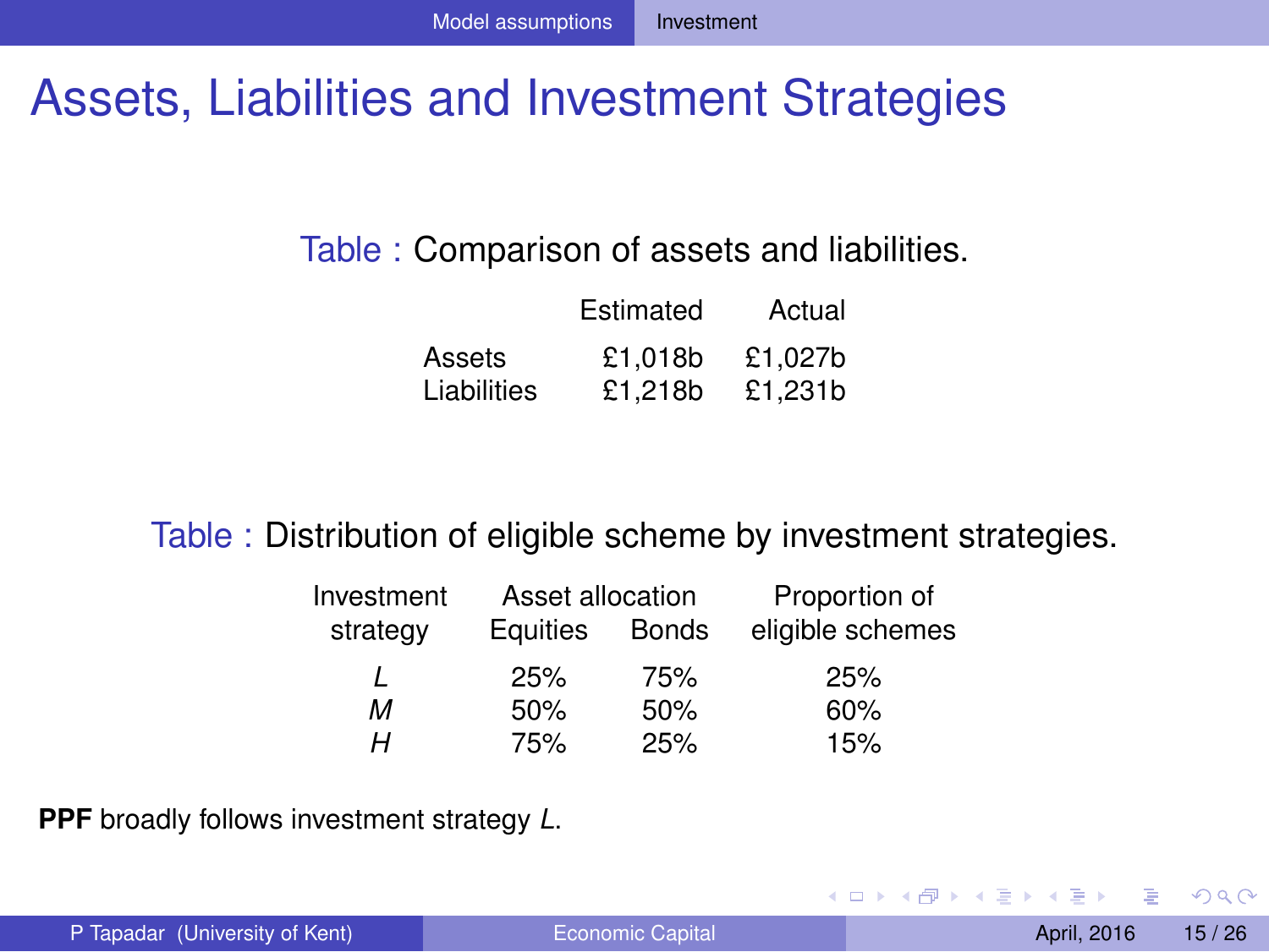# Assets, Liabilities and Investment Strategies

Table : Comparison of assets and liabilities.

| | Estimated | Actual |
|---|---|---|
| Assets | £1,018b | £1,027b |
| Liabilities | £1,218b | £1,231b |

Table : Distribution of eligible scheme by investment strategies.

| Investment strategy | Asset allocation Equities | Bonds | Proportion of eligible schemes |
|---|---|---|---|
| *L* | 25% | 75% | 25% |
| *M* | 50% | 50% | 60% |
| *H* | 75% | 25% | 15% |

**PPF** broadly follows investment strategy *L*.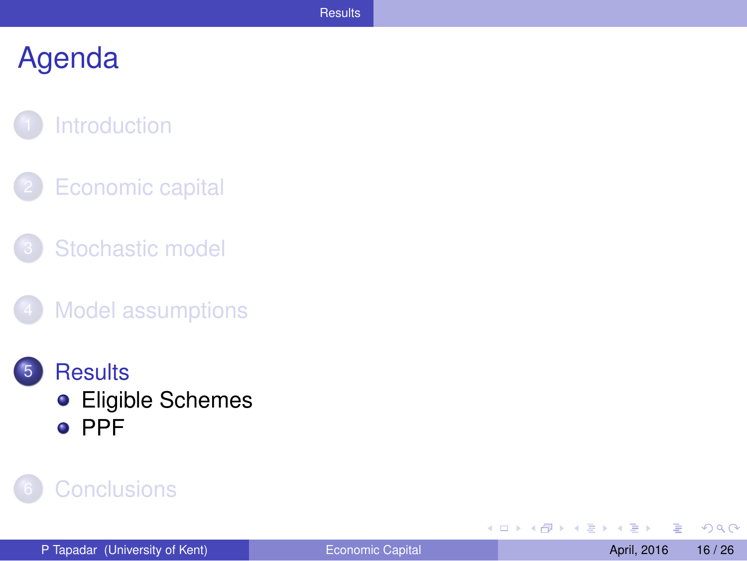# Agenda

1. Introduction
2. Economic capital
3. Stochastic model
4. Model assumptions
5. Results
   - Eligible Schemes
   - PPF
6. Conclusions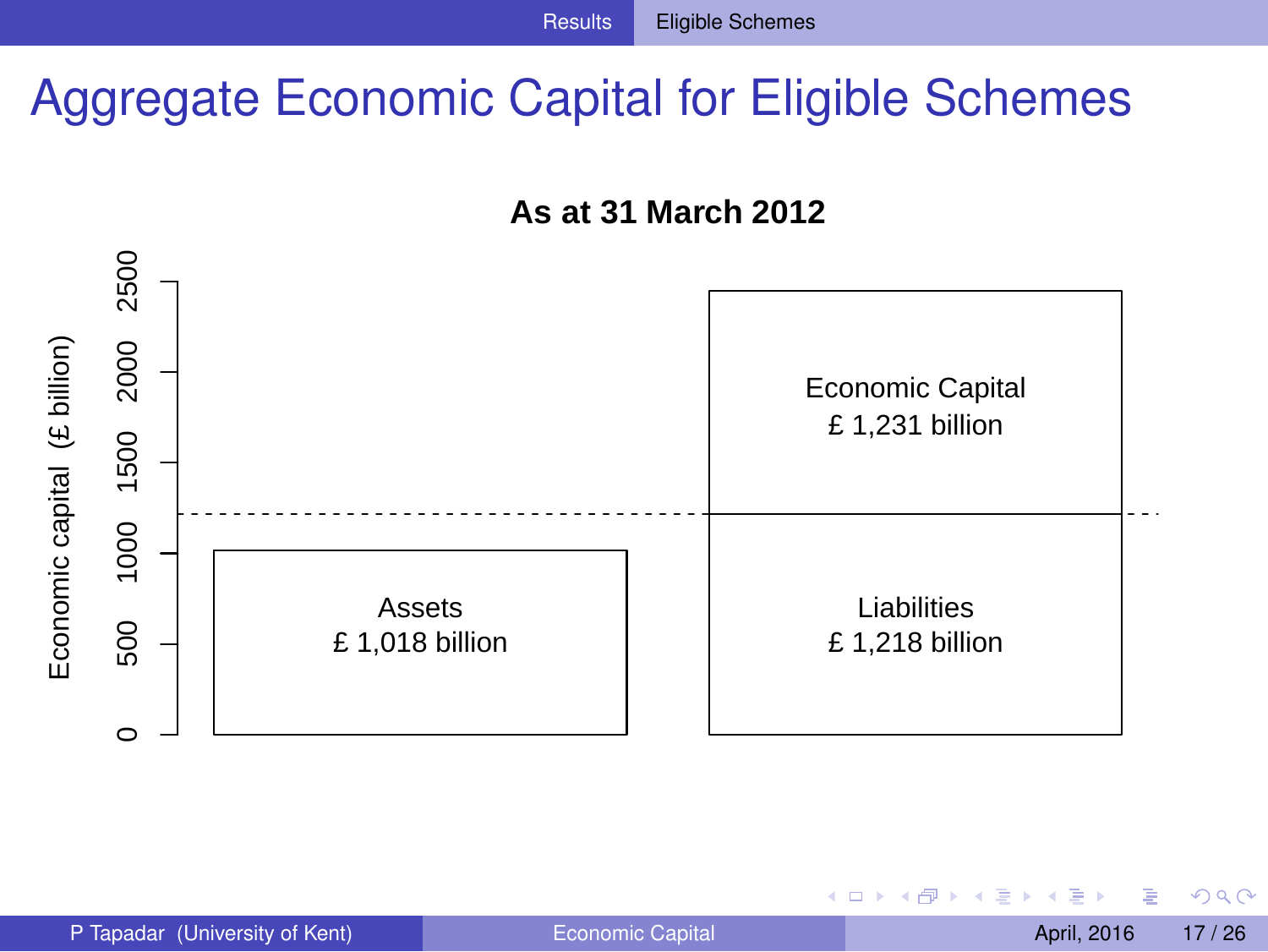# Aggregate Economic Capital for Eligible Schemes

**As at 31 March 2012**

Economic capital (£ billion)

2500
2000
1500
1000
500
0

Assets
£ 1,018 billion

Economic Capital
£ 1,231 billion

Liabilities
£ 1,218 billion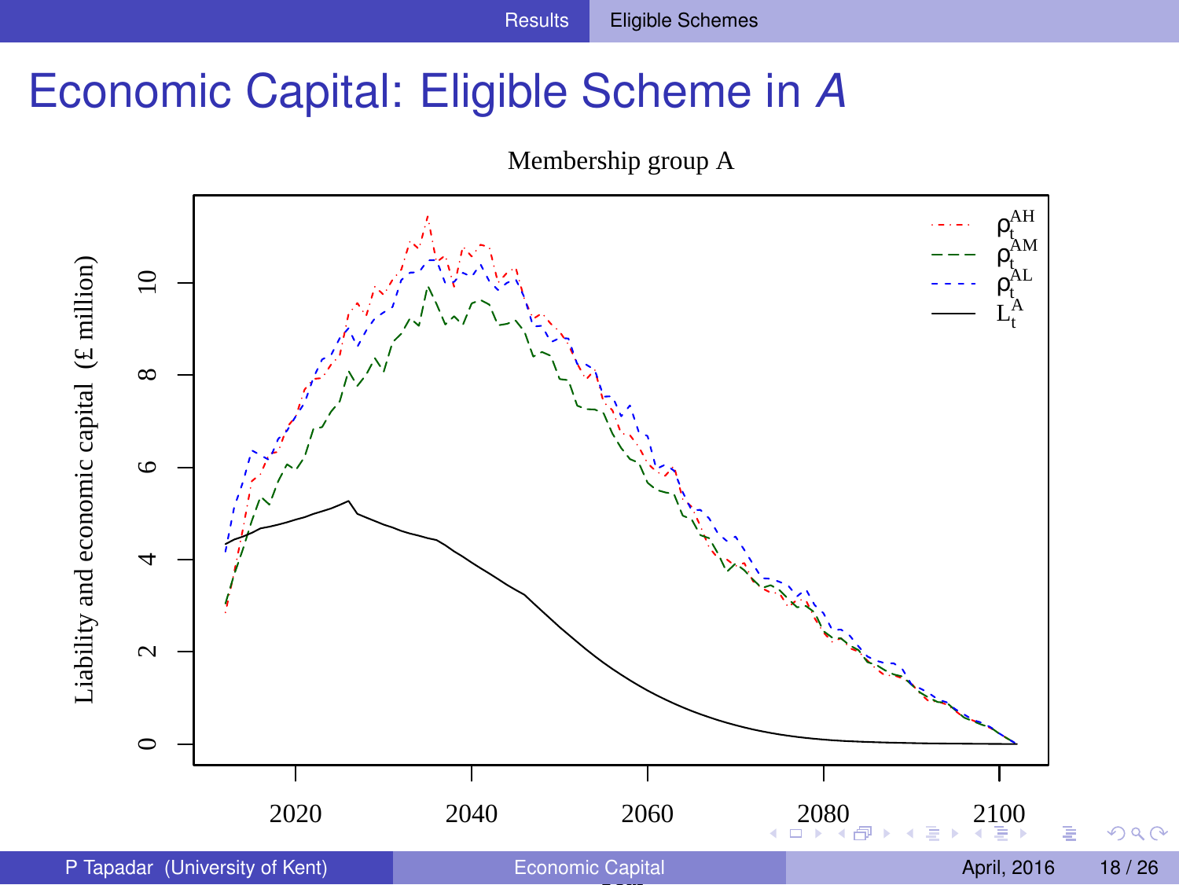# Economic Capital: Eligible Scheme in *A*

Membership group A

Liability and economic capital (£ million)

Legend: $\rho_t^{AH}$, $\rho_t^{AM}$, $\rho_t^{AL}$, $L_t^A$

Y-axis: 0, 2, 4, 6, 8, 10

X-axis: 2020, 2040, 2060, 2080, 2100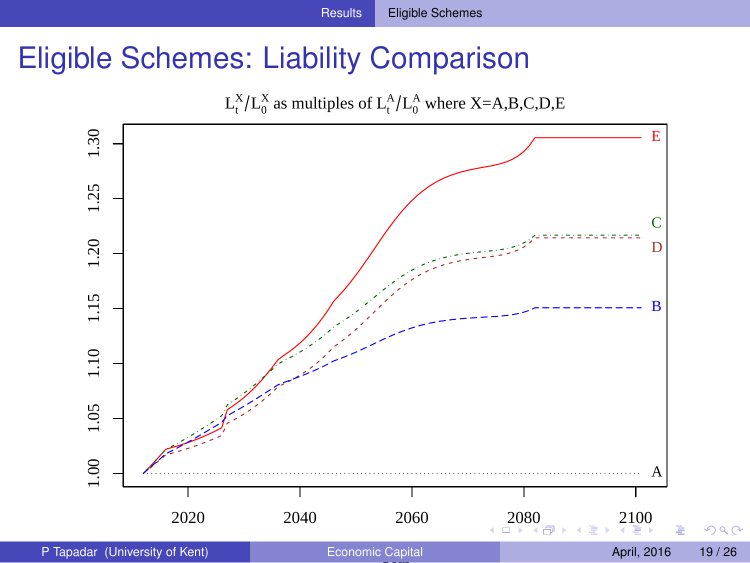# Eligible Schemes: Liability Comparison

$L_t^X / L_0^X$ as multiples of $L_t^A / L_0^A$ where X=A,B,C,D,E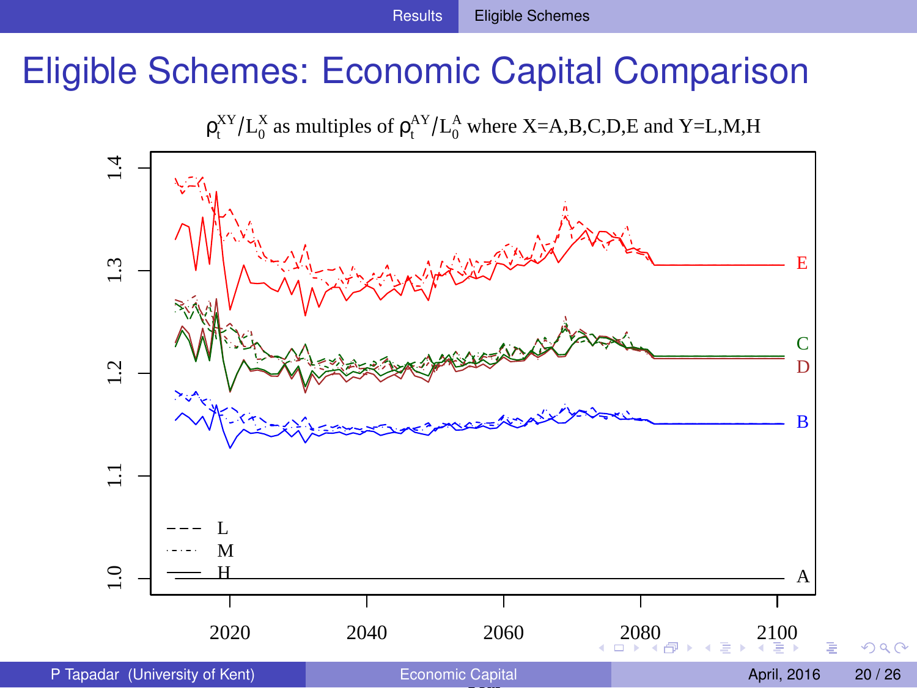# Eligible Schemes: Economic Capital Comparison

$\rho_t^{XY}/L_0^X$ as multiples of $\rho_t^{AY}/L_0^A$ where X=A,B,C,D,E and Y=L,M,H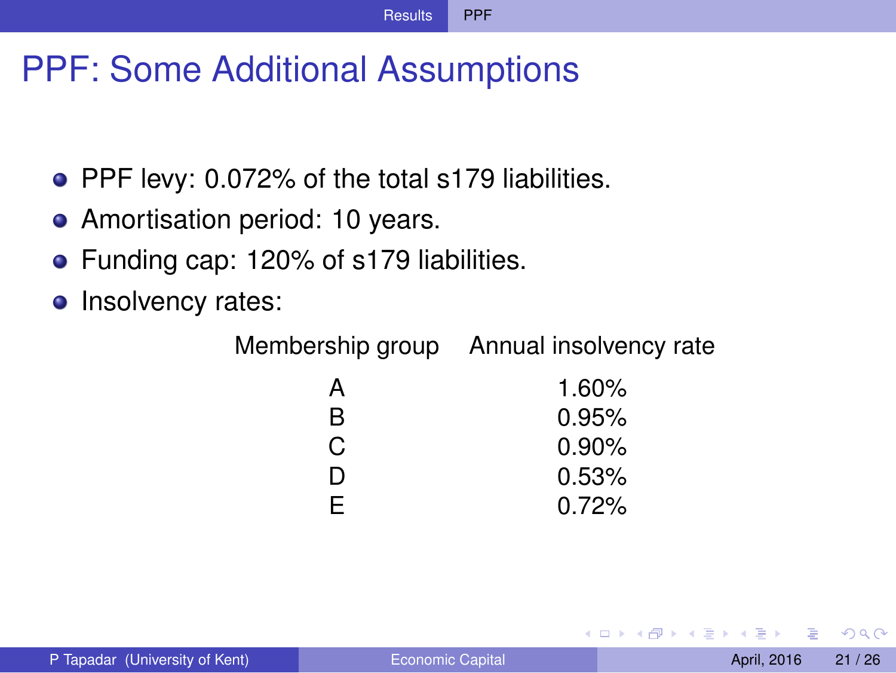# PPF: Some Additional Assumptions

- PPF levy: 0.072% of the total s179 liabilities.
- Amortisation period: 10 years.
- Funding cap: 120% of s179 liabilities.
- Insolvency rates:

| Membership group | Annual insolvency rate |
|---|---|
| A | 1.60% |
| B | 0.95% |
| C | 0.90% |
| D | 0.53% |
| E | 0.72% |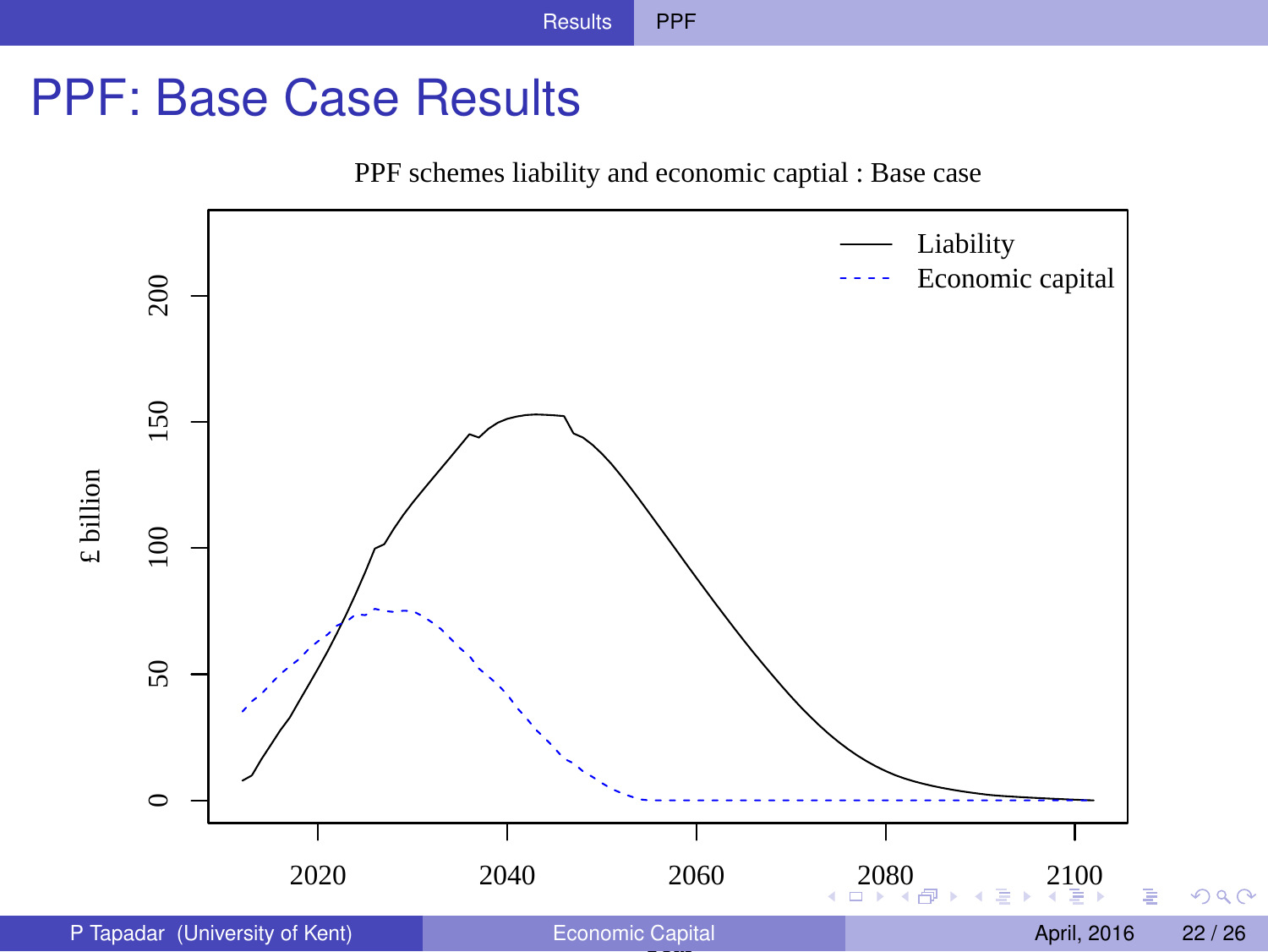# PPF: Base Case Results

PPF schemes liability and economic captial : Base case

£ billion

Liability

Economic capital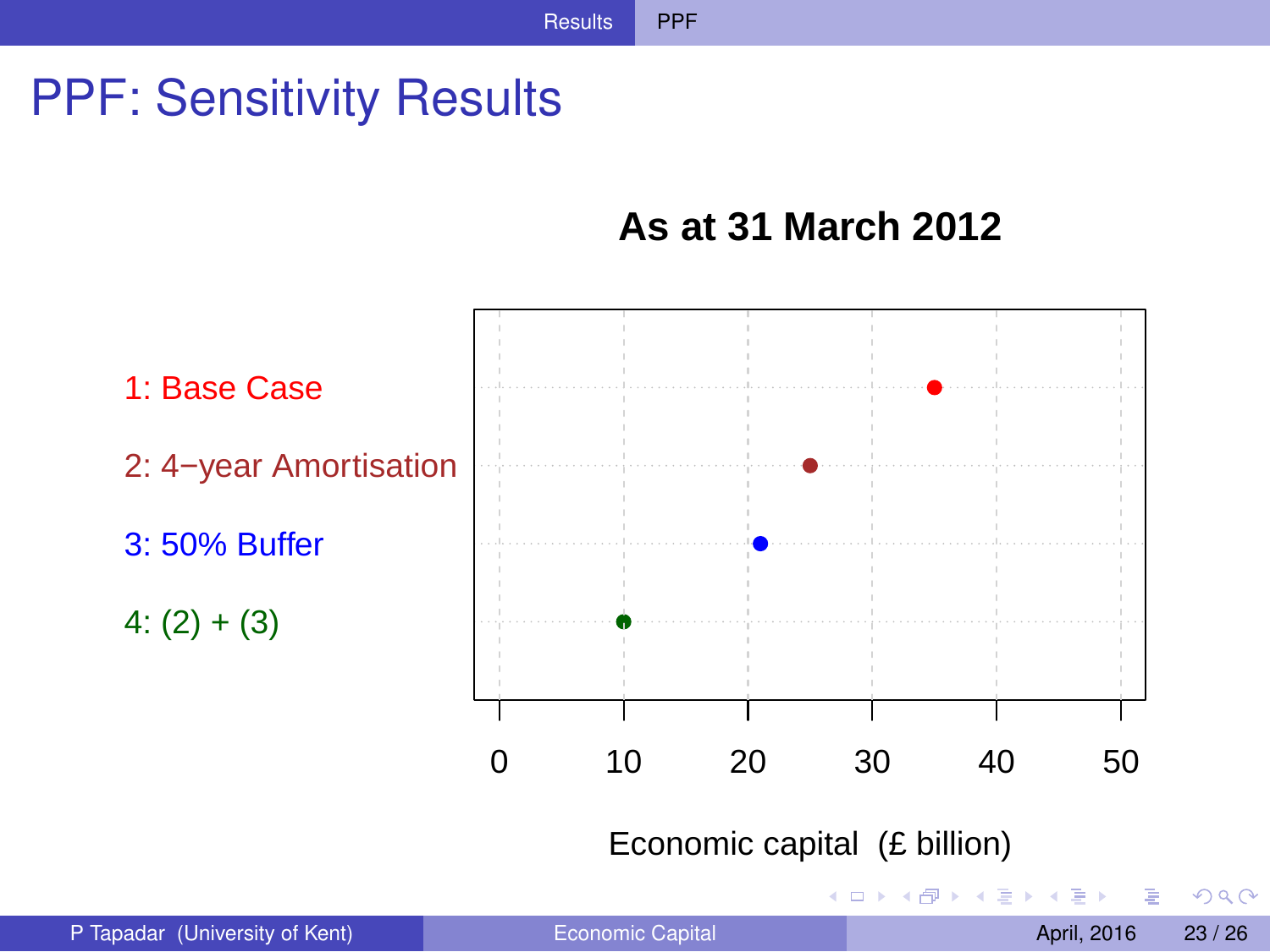# PPF: Sensitivity Results

**As at 31 March 2012**

1: Base Case

2: 4−year Amortisation

3: 50% Buffer

4: (2) + (3)

0 10 20 30 40 50

Economic capital (£ billion)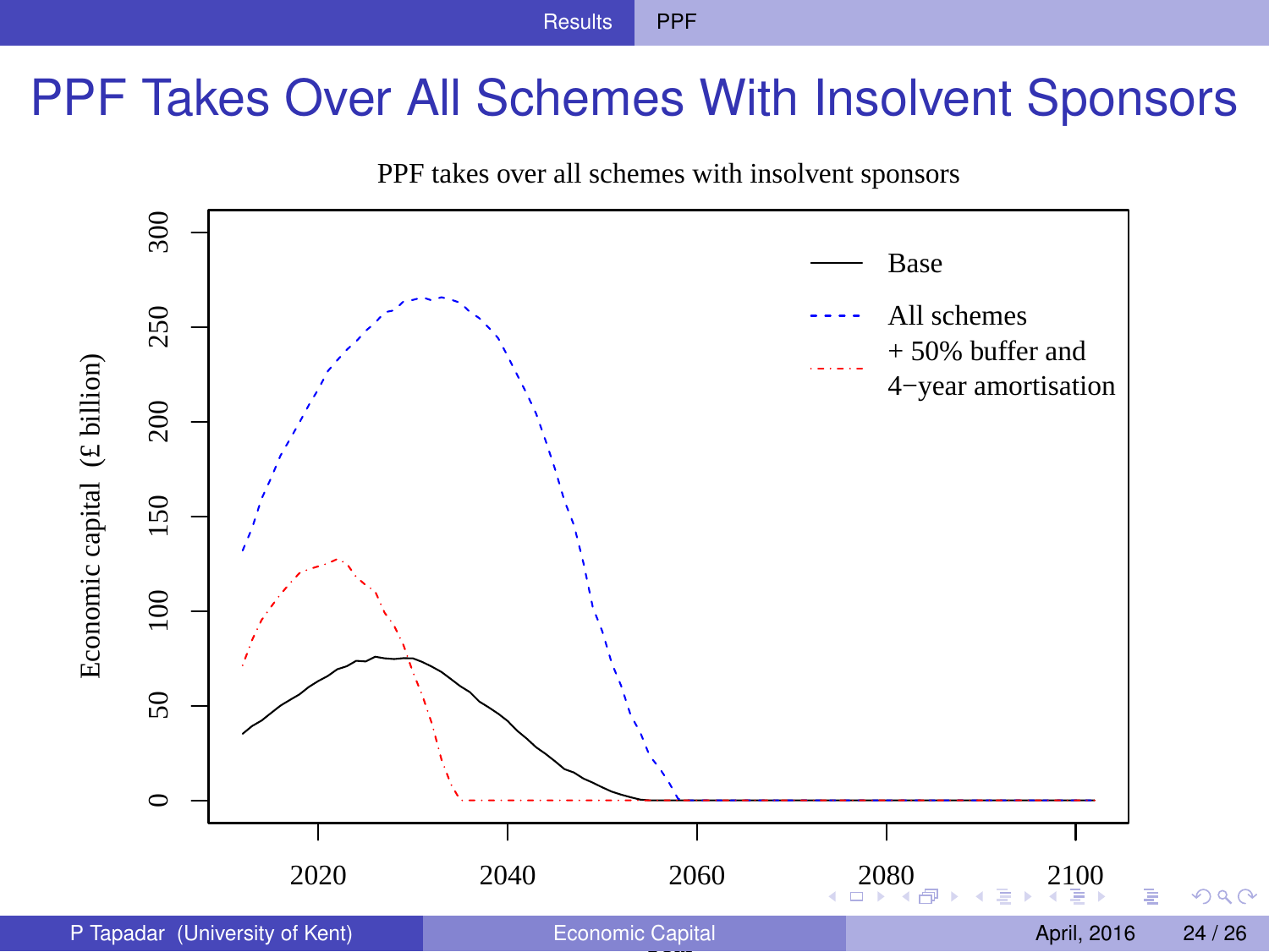# PPF Takes Over All Schemes With Insolvent Sponsors

PPF takes over all schemes with insolvent sponsors

Economic capital (£ billion)

Base

All schemes

+ 50% buffer and 4−year amortisation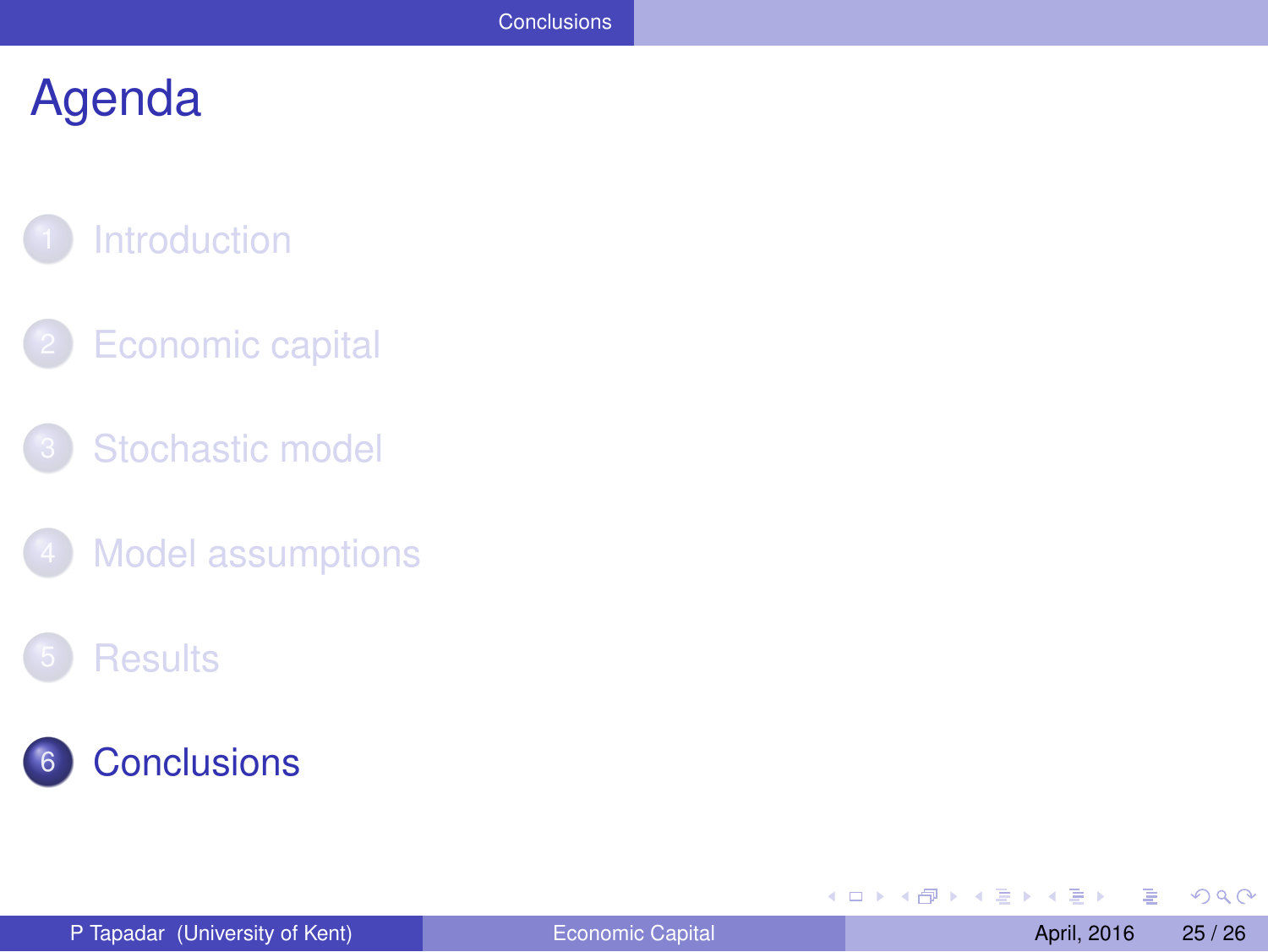# Agenda

1. Introduction
2. Economic capital
3. Stochastic model
4. Model assumptions
5. Results
6. **Conclusions**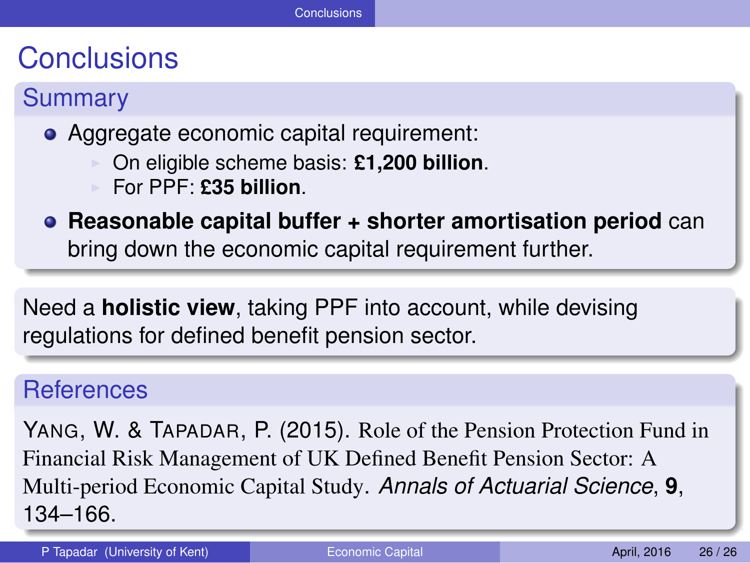# Conclusions

## Summary

- Aggregate economic capital requirement:
  - On eligible scheme basis: **£1,200 billion**.
  - For PPF: **£35 billion**.
- **Reasonable capital buffer + shorter amortisation period** can bring down the economic capital requirement further.

Need a **holistic view**, taking PPF into account, while devising regulations for defined benefit pension sector.

## References

YANG, W. & TAPADAR, P. (2015). Role of the Pension Protection Fund in Financial Risk Management of UK Defined Benefit Pension Sector: A Multi-period Economic Capital Study. *Annals of Actuarial Science*, **9**, 134–166.